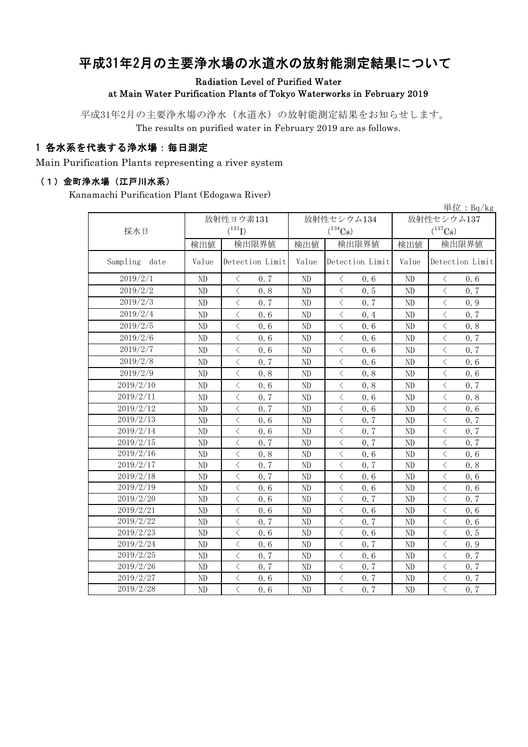# 平成31年2月の主要浄水場の水道水の放射能測定結果について

Radiation Level of Purified Water
at Main Water Purification Plants of Tokyo Waterworks in February 2019

平成31年2月の主要浄水場の浄水（水道水）の放射能測定結果をお知らせします。
The results on purified water in February 2019 are as follows.

## 1 各水系を代表する浄水場：毎日測定

Main Purification Plants representing a river system

### （1）金町浄水場（江戸川水系）

Kanamachi Purification Plant (Edogawa River)

単位：Bq/kg

| 採水日 | 放射性ヨウ素131 ($^{131}I$) | | 放射性セシウム134 ($^{134}Cs$) | | 放射性セシウム137 ($^{137}Cs$) | |
|---|---|---|---|---|---|---|
| | 検出値 | 検出限界値 | 検出値 | 検出限界値 | 検出値 | 検出限界値 |
| Sampling date | Value | Detection Limit | Value | Detection Limit | Value | Detection Limit |
| 2019/2/1 | ND | ＜ 0.7 | ND | ＜ 0.6 | ND | ＜ 0.6 |
| 2019/2/2 | ND | ＜ 0.8 | ND | ＜ 0.5 | ND | ＜ 0.7 |
| 2019/2/3 | ND | ＜ 0.7 | ND | ＜ 0.7 | ND | ＜ 0.9 |
| 2019/2/4 | ND | ＜ 0.6 | ND | ＜ 0.4 | ND | ＜ 0.7 |
| 2019/2/5 | ND | ＜ 0.6 | ND | ＜ 0.6 | ND | ＜ 0.8 |
| 2019/2/6 | ND | ＜ 0.6 | ND | ＜ 0.6 | ND | ＜ 0.7 |
| 2019/2/7 | ND | ＜ 0.6 | ND | ＜ 0.6 | ND | ＜ 0.7 |
| 2019/2/8 | ND | ＜ 0.7 | ND | ＜ 0.6 | ND | ＜ 0.6 |
| 2019/2/9 | ND | ＜ 0.8 | ND | ＜ 0.8 | ND | ＜ 0.6 |
| 2019/2/10 | ND | ＜ 0.6 | ND | ＜ 0.8 | ND | ＜ 0.7 |
| 2019/2/11 | ND | ＜ 0.7 | ND | ＜ 0.6 | ND | ＜ 0.8 |
| 2019/2/12 | ND | ＜ 0.7 | ND | ＜ 0.6 | ND | ＜ 0.6 |
| 2019/2/13 | ND | ＜ 0.6 | ND | ＜ 0.7 | ND | ＜ 0.7 |
| 2019/2/14 | ND | ＜ 0.6 | ND | ＜ 0.7 | ND | ＜ 0.7 |
| 2019/2/15 | ND | ＜ 0.7 | ND | ＜ 0.7 | ND | ＜ 0.7 |
| 2019/2/16 | ND | ＜ 0.8 | ND | ＜ 0.6 | ND | ＜ 0.6 |
| 2019/2/17 | ND | ＜ 0.7 | ND | ＜ 0.7 | ND | ＜ 0.8 |
| 2019/2/18 | ND | ＜ 0.7 | ND | ＜ 0.6 | ND | ＜ 0.6 |
| 2019/2/19 | ND | ＜ 0.6 | ND | ＜ 0.6 | ND | ＜ 0.6 |
| 2019/2/20 | ND | ＜ 0.6 | ND | ＜ 0.7 | ND | ＜ 0.7 |
| 2019/2/21 | ND | ＜ 0.6 | ND | ＜ 0.6 | ND | ＜ 0.6 |
| 2019/2/22 | ND | ＜ 0.7 | ND | ＜ 0.7 | ND | ＜ 0.6 |
| 2019/2/23 | ND | ＜ 0.6 | ND | ＜ 0.6 | ND | ＜ 0.5 |
| 2019/2/24 | ND | ＜ 0.6 | ND | ＜ 0.7 | ND | ＜ 0.9 |
| 2019/2/25 | ND | ＜ 0.7 | ND | ＜ 0.6 | ND | ＜ 0.7 |
| 2019/2/26 | ND | ＜ 0.7 | ND | ＜ 0.7 | ND | ＜ 0.7 |
| 2019/2/27 | ND | ＜ 0.6 | ND | ＜ 0.7 | ND | ＜ 0.7 |
| 2019/2/28 | ND | ＜ 0.6 | ND | ＜ 0.7 | ND | ＜ 0.7 |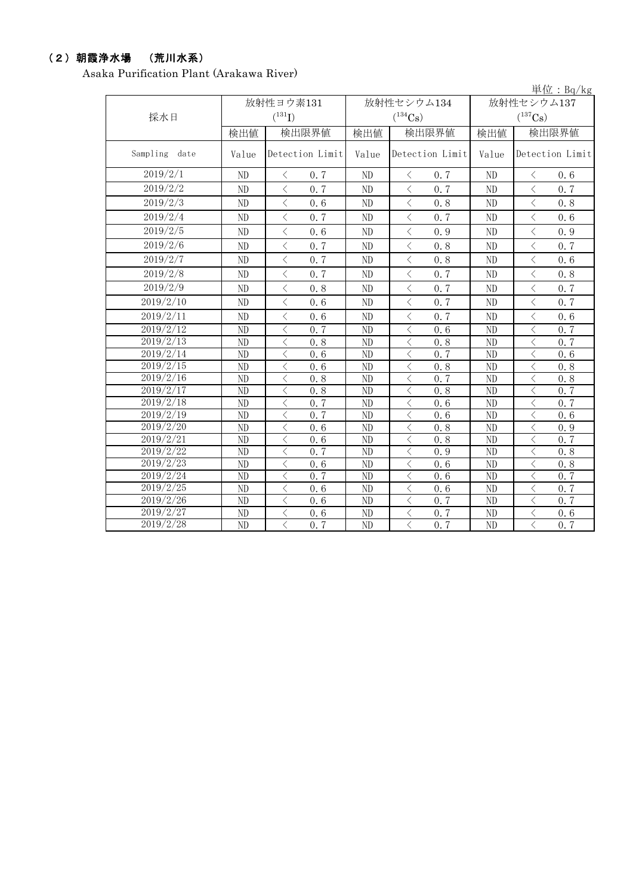### （２）朝霞浄水場 （荒川水系）

Asaka Purification Plant (Arakawa River)

単位：Bq/kg

| 採水日 | 放射性ヨウ素131 ($^{131}I$) | | 放射性セシウム134 ($^{134}Cs$) | | 放射性セシウム137 ($^{137}Cs$) | |
|---|---|---|---|---|---|---|
| | 検出値 | 検出限界値 | 検出値 | 検出限界値 | 検出値 | 検出限界値 |
| Sampling date | Value | Detection Limit | Value | Detection Limit | Value | Detection Limit |
| 2019/2/1 | ND | ＜ 0.7 | ND | ＜ 0.7 | ND | ＜ 0.6 |
| 2019/2/2 | ND | ＜ 0.7 | ND | ＜ 0.7 | ND | ＜ 0.7 |
| 2019/2/3 | ND | ＜ 0.6 | ND | ＜ 0.8 | ND | ＜ 0.8 |
| 2019/2/4 | ND | ＜ 0.7 | ND | ＜ 0.7 | ND | ＜ 0.6 |
| 2019/2/5 | ND | ＜ 0.6 | ND | ＜ 0.9 | ND | ＜ 0.9 |
| 2019/2/6 | ND | ＜ 0.7 | ND | ＜ 0.8 | ND | ＜ 0.7 |
| 2019/2/7 | ND | ＜ 0.7 | ND | ＜ 0.8 | ND | ＜ 0.6 |
| 2019/2/8 | ND | ＜ 0.7 | ND | ＜ 0.7 | ND | ＜ 0.8 |
| 2019/2/9 | ND | ＜ 0.8 | ND | ＜ 0.7 | ND | ＜ 0.7 |
| 2019/2/10 | ND | ＜ 0.6 | ND | ＜ 0.7 | ND | ＜ 0.7 |
| 2019/2/11 | ND | ＜ 0.6 | ND | ＜ 0.7 | ND | ＜ 0.6 |
| 2019/2/12 | ND | ＜ 0.7 | ND | ＜ 0.6 | ND | ＜ 0.7 |
| 2019/2/13 | ND | ＜ 0.8 | ND | ＜ 0.8 | ND | ＜ 0.7 |
| 2019/2/14 | ND | ＜ 0.6 | ND | ＜ 0.7 | ND | ＜ 0.6 |
| 2019/2/15 | ND | ＜ 0.6 | ND | ＜ 0.8 | ND | ＜ 0.8 |
| 2019/2/16 | ND | ＜ 0.8 | ND | ＜ 0.7 | ND | ＜ 0.8 |
| 2019/2/17 | ND | ＜ 0.8 | ND | ＜ 0.8 | ND | ＜ 0.7 |
| 2019/2/18 | ND | ＜ 0.7 | ND | ＜ 0.6 | ND | ＜ 0.7 |
| 2019/2/19 | ND | ＜ 0.7 | ND | ＜ 0.6 | ND | ＜ 0.6 |
| 2019/2/20 | ND | ＜ 0.6 | ND | ＜ 0.8 | ND | ＜ 0.9 |
| 2019/2/21 | ND | ＜ 0.6 | ND | ＜ 0.8 | ND | ＜ 0.7 |
| 2019/2/22 | ND | ＜ 0.7 | ND | ＜ 0.9 | ND | ＜ 0.8 |
| 2019/2/23 | ND | ＜ 0.6 | ND | ＜ 0.6 | ND | ＜ 0.8 |
| 2019/2/24 | ND | ＜ 0.7 | ND | ＜ 0.6 | ND | ＜ 0.7 |
| 2019/2/25 | ND | ＜ 0.6 | ND | ＜ 0.6 | ND | ＜ 0.7 |
| 2019/2/26 | ND | ＜ 0.6 | ND | ＜ 0.7 | ND | ＜ 0.7 |
| 2019/2/27 | ND | ＜ 0.6 | ND | ＜ 0.7 | ND | ＜ 0.6 |
| 2019/2/28 | ND | ＜ 0.7 | ND | ＜ 0.7 | ND | ＜ 0.7 |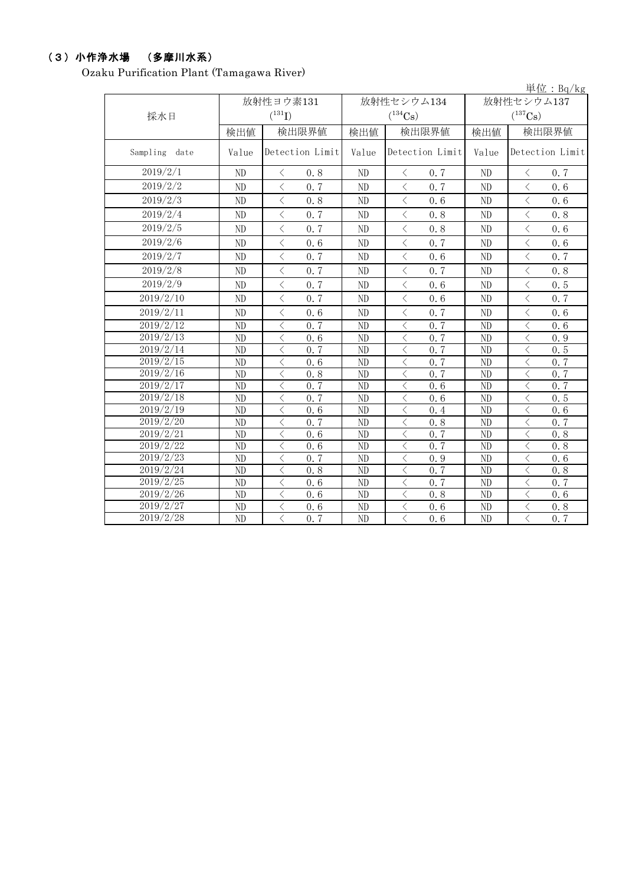## （３）小作浄水場　（多摩川水系）

Ozaku Purification Plant (Tamagawa River)

単位：Bq/kg

| 採水日 | 放射性ヨウ素131 ($^{131}I$) | | 放射性セシウム134 ($^{134}Cs$) | | 放射性セシウム137 ($^{137}Cs$) | |
|---|---|---|---|---|---|---|
| | 検出値 | 検出限界値 | 検出値 | 検出限界値 | 検出値 | 検出限界値 |
| Sampling date | Value | Detection Limit | Value | Detection Limit | Value | Detection Limit |
| 2019/2/1 | ND | ＜ 0.8 | ND | ＜ 0.7 | ND | ＜ 0.7 |
| 2019/2/2 | ND | ＜ 0.7 | ND | ＜ 0.7 | ND | ＜ 0.6 |
| 2019/2/3 | ND | ＜ 0.8 | ND | ＜ 0.6 | ND | ＜ 0.6 |
| 2019/2/4 | ND | ＜ 0.7 | ND | ＜ 0.8 | ND | ＜ 0.8 |
| 2019/2/5 | ND | ＜ 0.7 | ND | ＜ 0.8 | ND | ＜ 0.6 |
| 2019/2/6 | ND | ＜ 0.6 | ND | ＜ 0.7 | ND | ＜ 0.6 |
| 2019/2/7 | ND | ＜ 0.7 | ND | ＜ 0.6 | ND | ＜ 0.7 |
| 2019/2/8 | ND | ＜ 0.7 | ND | ＜ 0.7 | ND | ＜ 0.8 |
| 2019/2/9 | ND | ＜ 0.7 | ND | ＜ 0.6 | ND | ＜ 0.5 |
| 2019/2/10 | ND | ＜ 0.7 | ND | ＜ 0.6 | ND | ＜ 0.7 |
| 2019/2/11 | ND | ＜ 0.6 | ND | ＜ 0.7 | ND | ＜ 0.6 |
| 2019/2/12 | ND | ＜ 0.7 | ND | ＜ 0.7 | ND | ＜ 0.6 |
| 2019/2/13 | ND | ＜ 0.6 | ND | ＜ 0.7 | ND | ＜ 0.9 |
| 2019/2/14 | ND | ＜ 0.7 | ND | ＜ 0.7 | ND | ＜ 0.5 |
| 2019/2/15 | ND | ＜ 0.6 | ND | ＜ 0.7 | ND | ＜ 0.7 |
| 2019/2/16 | ND | ＜ 0.8 | ND | ＜ 0.7 | ND | ＜ 0.7 |
| 2019/2/17 | ND | ＜ 0.7 | ND | ＜ 0.6 | ND | ＜ 0.7 |
| 2019/2/18 | ND | ＜ 0.7 | ND | ＜ 0.6 | ND | ＜ 0.5 |
| 2019/2/19 | ND | ＜ 0.6 | ND | ＜ 0.4 | ND | ＜ 0.6 |
| 2019/2/20 | ND | ＜ 0.7 | ND | ＜ 0.8 | ND | ＜ 0.7 |
| 2019/2/21 | ND | ＜ 0.6 | ND | ＜ 0.7 | ND | ＜ 0.8 |
| 2019/2/22 | ND | ＜ 0.6 | ND | ＜ 0.7 | ND | ＜ 0.8 |
| 2019/2/23 | ND | ＜ 0.7 | ND | ＜ 0.9 | ND | ＜ 0.6 |
| 2019/2/24 | ND | ＜ 0.8 | ND | ＜ 0.7 | ND | ＜ 0.8 |
| 2019/2/25 | ND | ＜ 0.6 | ND | ＜ 0.7 | ND | ＜ 0.7 |
| 2019/2/26 | ND | ＜ 0.6 | ND | ＜ 0.8 | ND | ＜ 0.6 |
| 2019/2/27 | ND | ＜ 0.6 | ND | ＜ 0.6 | ND | ＜ 0.8 |
| 2019/2/28 | ND | ＜ 0.7 | ND | ＜ 0.6 | ND | ＜ 0.7 |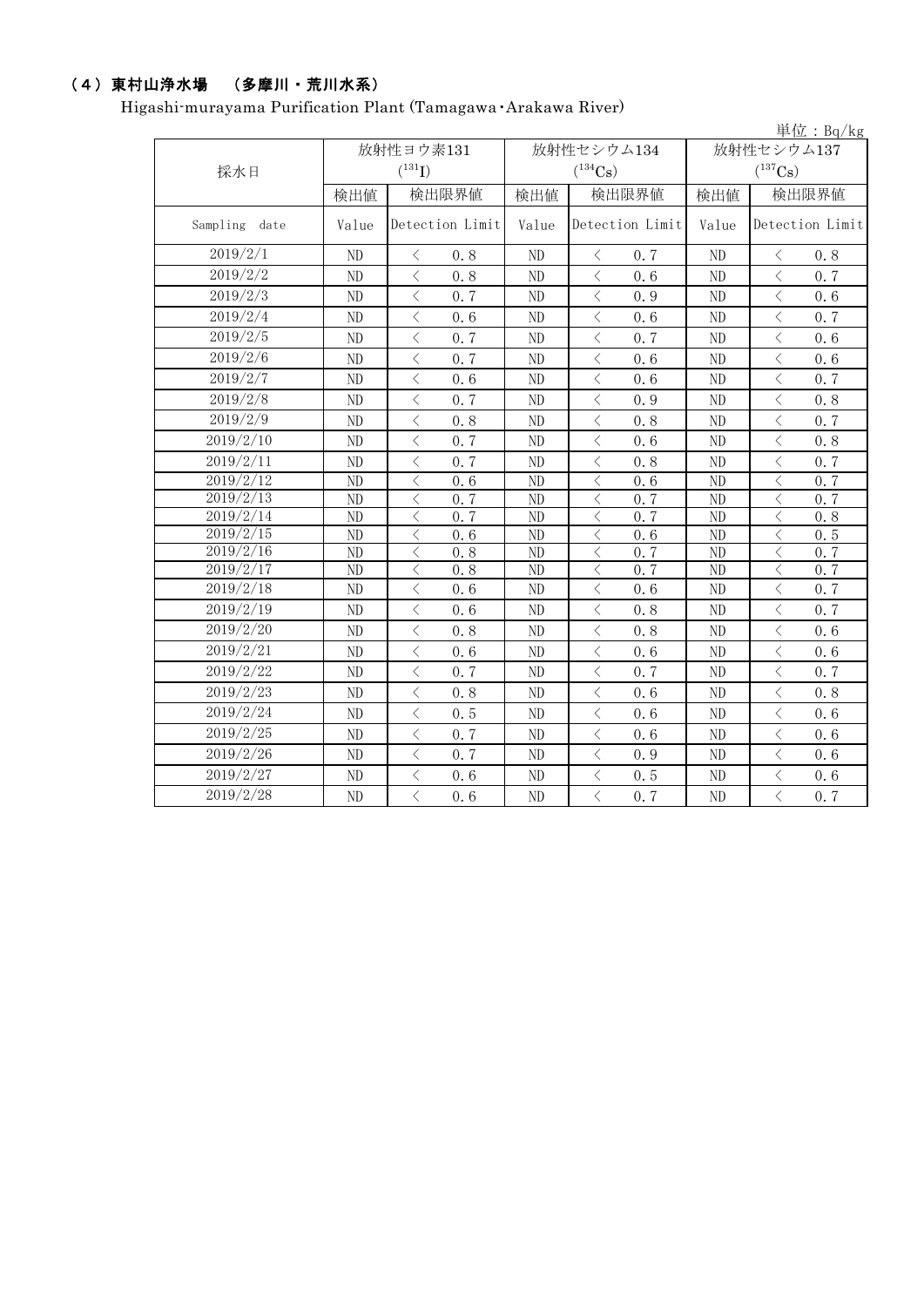### （4）東村山浄水場　（多摩川・荒川水系）

Higashi-murayama Purification Plant (Tamagawa・Arakawa River)

単位：Bq/kg

| 採水日 | 放射性ヨウ素131 ($^{131}I$) | | 放射性セシウム134 ($^{134}Cs$) | | 放射性セシウム137 ($^{137}Cs$) | |
|---|---|---|---|---|---|---|
| | 検出値 | 検出限界値 | 検出値 | 検出限界値 | 検出値 | 検出限界値 |
| Sampling date | Value | Detection Limit | Value | Detection Limit | Value | Detection Limit |
| 2019/2/1 | ND | ＜ 0.8 | ND | ＜ 0.7 | ND | ＜ 0.8 |
| 2019/2/2 | ND | ＜ 0.8 | ND | ＜ 0.6 | ND | ＜ 0.7 |
| 2019/2/3 | ND | ＜ 0.7 | ND | ＜ 0.9 | ND | ＜ 0.6 |
| 2019/2/4 | ND | ＜ 0.6 | ND | ＜ 0.6 | ND | ＜ 0.7 |
| 2019/2/5 | ND | ＜ 0.7 | ND | ＜ 0.7 | ND | ＜ 0.6 |
| 2019/2/6 | ND | ＜ 0.7 | ND | ＜ 0.6 | ND | ＜ 0.6 |
| 2019/2/7 | ND | ＜ 0.6 | ND | ＜ 0.6 | ND | ＜ 0.7 |
| 2019/2/8 | ND | ＜ 0.7 | ND | ＜ 0.9 | ND | ＜ 0.8 |
| 2019/2/9 | ND | ＜ 0.8 | ND | ＜ 0.8 | ND | ＜ 0.7 |
| 2019/2/10 | ND | ＜ 0.7 | ND | ＜ 0.6 | ND | ＜ 0.8 |
| 2019/2/11 | ND | ＜ 0.7 | ND | ＜ 0.8 | ND | ＜ 0.7 |
| 2019/2/12 | ND | ＜ 0.6 | ND | ＜ 0.6 | ND | ＜ 0.7 |
| 2019/2/13 | ND | ＜ 0.7 | ND | ＜ 0.7 | ND | ＜ 0.7 |
| 2019/2/14 | ND | ＜ 0.7 | ND | ＜ 0.7 | ND | ＜ 0.8 |
| 2019/2/15 | ND | ＜ 0.6 | ND | ＜ 0.6 | ND | ＜ 0.5 |
| 2019/2/16 | ND | ＜ 0.8 | ND | ＜ 0.7 | ND | ＜ 0.7 |
| 2019/2/17 | ND | ＜ 0.8 | ND | ＜ 0.7 | ND | ＜ 0.7 |
| 2019/2/18 | ND | ＜ 0.6 | ND | ＜ 0.6 | ND | ＜ 0.7 |
| 2019/2/19 | ND | ＜ 0.6 | ND | ＜ 0.8 | ND | ＜ 0.7 |
| 2019/2/20 | ND | ＜ 0.8 | ND | ＜ 0.8 | ND | ＜ 0.6 |
| 2019/2/21 | ND | ＜ 0.6 | ND | ＜ 0.6 | ND | ＜ 0.6 |
| 2019/2/22 | ND | ＜ 0.7 | ND | ＜ 0.7 | ND | ＜ 0.7 |
| 2019/2/23 | ND | ＜ 0.8 | ND | ＜ 0.6 | ND | ＜ 0.8 |
| 2019/2/24 | ND | ＜ 0.5 | ND | ＜ 0.6 | ND | ＜ 0.6 |
| 2019/2/25 | ND | ＜ 0.7 | ND | ＜ 0.6 | ND | ＜ 0.6 |
| 2019/2/26 | ND | ＜ 0.7 | ND | ＜ 0.9 | ND | ＜ 0.6 |
| 2019/2/27 | ND | ＜ 0.6 | ND | ＜ 0.5 | ND | ＜ 0.6 |
| 2019/2/28 | ND | ＜ 0.6 | ND | ＜ 0.7 | ND | ＜ 0.7 |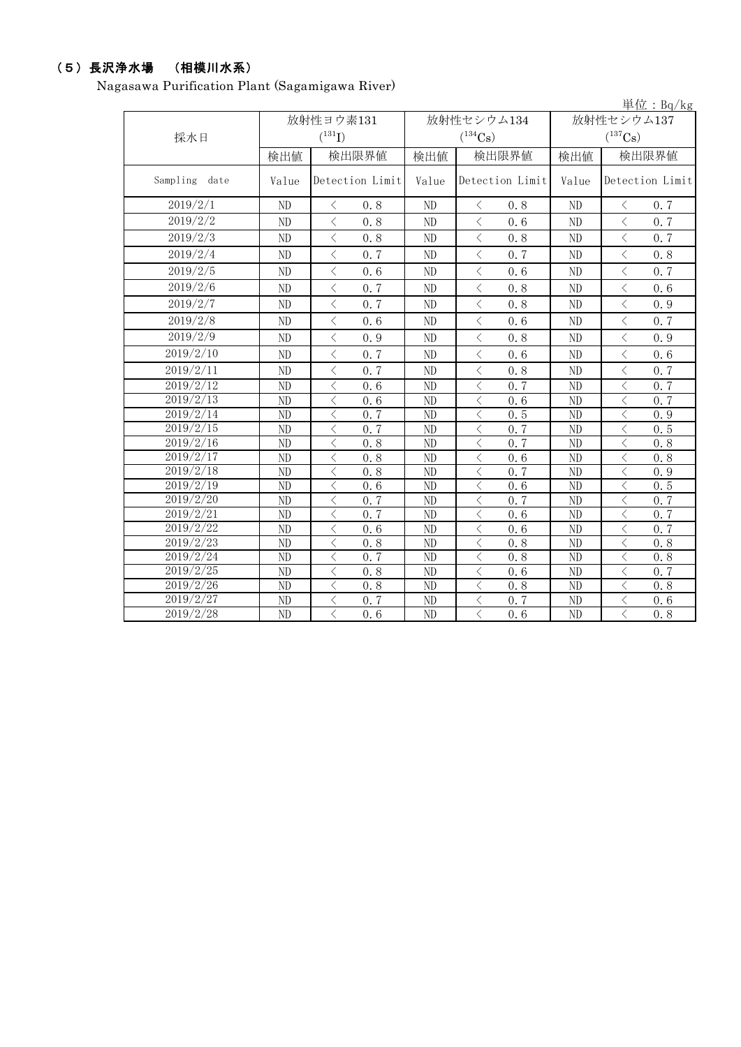## （5）長沢浄水場　（相模川水系）

Nagasawa Purification Plant (Sagamigawa River)

単位：Bq/kg

| 採水日 | 放射性ヨウ素131 ($^{131}$I) | | 放射性セシウム134 ($^{134}$Cs) | | 放射性セシウム137 ($^{137}$Cs) | |
|---|---|---|---|---|---|---|
| | 検出値 | 検出限界値 | 検出値 | 検出限界値 | 検出値 | 検出限界値 |
| Sampling date | Value | Detection Limit | Value | Detection Limit | Value | Detection Limit |
| 2019/2/1 | ND | ＜ 0.8 | ND | ＜ 0.8 | ND | ＜ 0.7 |
| 2019/2/2 | ND | ＜ 0.8 | ND | ＜ 0.6 | ND | ＜ 0.7 |
| 2019/2/3 | ND | ＜ 0.8 | ND | ＜ 0.8 | ND | ＜ 0.7 |
| 2019/2/4 | ND | ＜ 0.7 | ND | ＜ 0.7 | ND | ＜ 0.8 |
| 2019/2/5 | ND | ＜ 0.6 | ND | ＜ 0.6 | ND | ＜ 0.7 |
| 2019/2/6 | ND | ＜ 0.7 | ND | ＜ 0.8 | ND | ＜ 0.6 |
| 2019/2/7 | ND | ＜ 0.7 | ND | ＜ 0.8 | ND | ＜ 0.9 |
| 2019/2/8 | ND | ＜ 0.6 | ND | ＜ 0.6 | ND | ＜ 0.7 |
| 2019/2/9 | ND | ＜ 0.9 | ND | ＜ 0.8 | ND | ＜ 0.9 |
| 2019/2/10 | ND | ＜ 0.7 | ND | ＜ 0.6 | ND | ＜ 0.6 |
| 2019/2/11 | ND | ＜ 0.7 | ND | ＜ 0.8 | ND | ＜ 0.7 |
| 2019/2/12 | ND | ＜ 0.6 | ND | ＜ 0.7 | ND | ＜ 0.7 |
| 2019/2/13 | ND | ＜ 0.6 | ND | ＜ 0.6 | ND | ＜ 0.7 |
| 2019/2/14 | ND | ＜ 0.7 | ND | ＜ 0.5 | ND | ＜ 0.9 |
| 2019/2/15 | ND | ＜ 0.7 | ND | ＜ 0.7 | ND | ＜ 0.5 |
| 2019/2/16 | ND | ＜ 0.8 | ND | ＜ 0.7 | ND | ＜ 0.8 |
| 2019/2/17 | ND | ＜ 0.8 | ND | ＜ 0.6 | ND | ＜ 0.8 |
| 2019/2/18 | ND | ＜ 0.8 | ND | ＜ 0.7 | ND | ＜ 0.9 |
| 2019/2/19 | ND | ＜ 0.6 | ND | ＜ 0.6 | ND | ＜ 0.5 |
| 2019/2/20 | ND | ＜ 0.7 | ND | ＜ 0.7 | ND | ＜ 0.7 |
| 2019/2/21 | ND | ＜ 0.7 | ND | ＜ 0.6 | ND | ＜ 0.7 |
| 2019/2/22 | ND | ＜ 0.6 | ND | ＜ 0.6 | ND | ＜ 0.7 |
| 2019/2/23 | ND | ＜ 0.8 | ND | ＜ 0.8 | ND | ＜ 0.8 |
| 2019/2/24 | ND | ＜ 0.7 | ND | ＜ 0.8 | ND | ＜ 0.8 |
| 2019/2/25 | ND | ＜ 0.8 | ND | ＜ 0.6 | ND | ＜ 0.7 |
| 2019/2/26 | ND | ＜ 0.8 | ND | ＜ 0.8 | ND | ＜ 0.8 |
| 2019/2/27 | ND | ＜ 0.7 | ND | ＜ 0.7 | ND | ＜ 0.6 |
| 2019/2/28 | ND | ＜ 0.6 | ND | ＜ 0.6 | ND | ＜ 0.8 |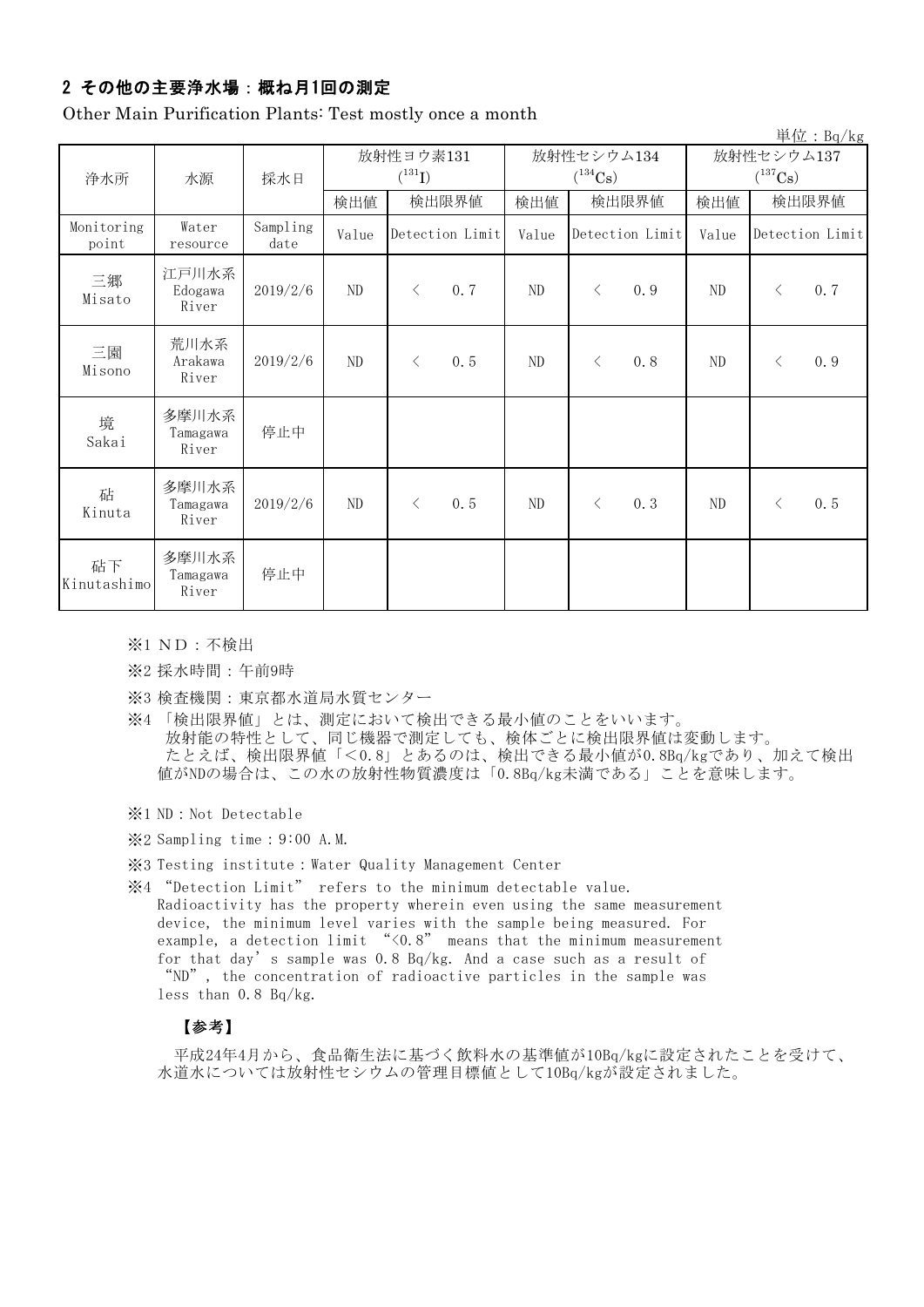## 2 その他の主要浄水場：概ね月1回の測定

Other Main Purification Plants: Test mostly once a month

単位：Bq/kg

| 浄水所 | 水源 | 採水日 | 放射性ヨウ素131 ($^{131}I$) | | 放射性セシウム134 ($^{134}Cs$) | | 放射性セシウム137 ($^{137}Cs$) | |
|---|---|---|---|---|---|---|---|---|
| | | | 検出値 | 検出限界値 | 検出値 | 検出限界値 | 検出値 | 検出限界値 |
| Monitoring point | Water resource | Sampling date | Value | Detection Limit | Value | Detection Limit | Value | Detection Limit |
| 三郷 Misato | 江戸川水系 Edogawa River | 2019/2/6 | ND | ＜ 0.7 | ND | ＜ 0.9 | ND | ＜ 0.7 |
| 三園 Misono | 荒川水系 Arakawa River | 2019/2/6 | ND | ＜ 0.5 | ND | ＜ 0.8 | ND | ＜ 0.9 |
| 境 Sakai | 多摩川水系 Tamagawa River | 停止中 | | | | | | |
| 砧 Kinuta | 多摩川水系 Tamagawa River | 2019/2/6 | ND | ＜ 0.5 | ND | ＜ 0.3 | ND | ＜ 0.5 |
| 砧下 Kinutashimo | 多摩川水系 Tamagawa River | 停止中 | | | | | | |

※1 ＮＤ：不検出

※2 採水時間：午前9時

※3 検査機関：東京都水道局水質センター

※4 「検出限界値」とは、測定において検出できる最小値のことをいいます。
放射能の特性として、同じ機器で測定しても、検体ごとに検出限界値は変動します。
たとえば、検出限界値「＜0.8」とあるのは、検出できる最小値が0.8Bq/kgであり、加えて検出値がNDの場合は、この水の放射性物質濃度は「0.8Bq/kg未満である」ことを意味します。

※1 ND：Not Detectable

※2 Sampling time：9:00 A.M.

※3 Testing institute：Water Quality Management Center

※4 "Detection Limit" refers to the minimum detectable value. Radioactivity has the property wherein even using the same measurement device, the minimum level varies with the sample being measured. For example, a detection limit "<0.8" means that the minimum measurement for that day's sample was 0.8 Bq/kg. And a case such as a result of "ND", the concentration of radioactive particles in the sample was less than 0.8 Bq/kg.

【参考】

平成24年4月から、食品衛生法に基づく飲料水の基準値が10Bq/kgに設定されたことを受けて、水道水については放射性セシウムの管理目標値として10Bq/kgが設定されました。